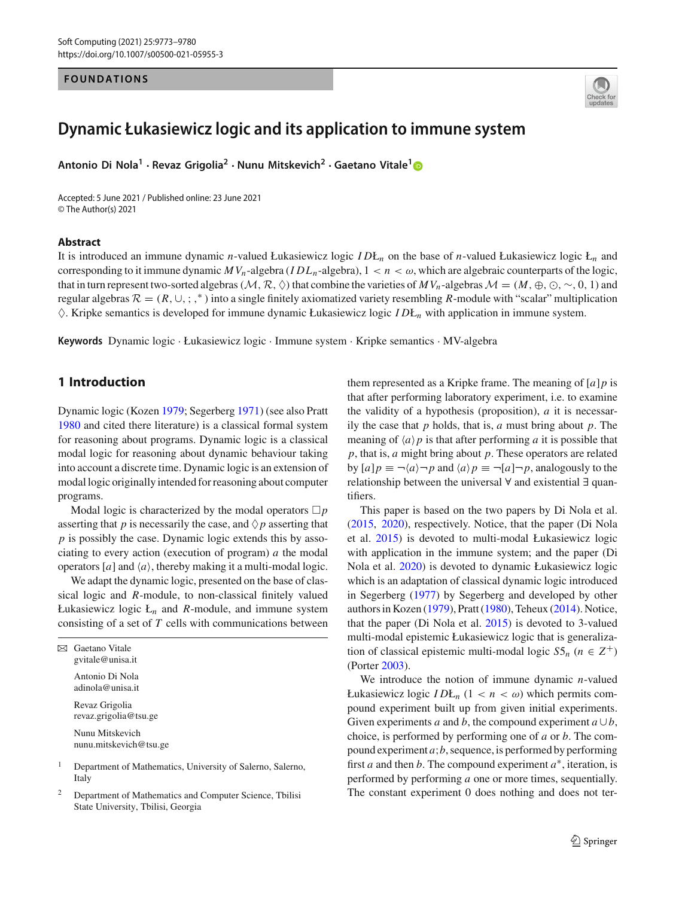FOUNDATIONS

# Dynamic Łukasiewicz logic and its application to immune system

**Antonio Di Nola[1] · Revaz Grigolia[2] · Nunu Mitskevich[2] · Gaetano Vitale[1]**

Accepted: 5 June 2021 / Published online: 23 June 2021
© The Author(s) 2021

## Abstract

It is introduced an immune dynamic $n$-valued Łukasiewicz logic $ID Ł_n$ on the base of $n$-valued Łukasiewicz logic $Ł_n$ and corresponding to it immune dynamic $MV_n$-algebra ($IDL_n$-algebra), $1 < n < \omega$, which are algebraic counterparts of the logic, that in turn represent two-sorted algebras $(\mathcal{M}, \mathcal{R}, \Diamond)$ that combine the varieties of $MV_n$-algebras $\mathcal{M} = (M, \oplus, \odot, \sim, 0, 1)$ and regular algebras $\mathcal{R} = (R, \cup, ;, ^*)$ into a single finitely axiomatized variety resembling $R$-module with "scalar" multiplication $\Diamond$. Kripke semantics is developed for immune dynamic Łukasiewicz logic $ID Ł_n$ with application in immune system.

**Keywords** Dynamic logic · Łukasiewicz logic · Immune system · Kripke semantics · MV-algebra

## 1 Introduction

Dynamic logic (Kozen 1979; Segerberg 1971) (see also Pratt 1980 and cited there literature) is a classical formal system for reasoning about programs. Dynamic logic is a classical modal logic for reasoning about dynamic behaviour taking into account a discrete time. Dynamic logic is an extension of modal logic originally intended for reasoning about computer programs.

Modal logic is characterized by the modal operators $\Box p$ asserting that $p$ is necessarily the case, and $\Diamond p$ asserting that $p$ is possibly the case. Dynamic logic extends this by associating to every action (execution of program) $a$ the modal operators $[a]$ and $\langle a \rangle$, thereby making it a multi-modal logic.

We adapt the dynamic logic, presented on the base of classical logic and $R$-module, to non-classical finitely valued Łukasiewicz logic $Ł_n$ and $R$-module, and immune system consisting of a set of $T$ cells with communications between them represented as a Kripke frame. The meaning of $[a]p$ is that after performing laboratory experiment, i.e. to examine the validity of a hypothesis (proposition), $a$ it is necessarily the case that $p$ holds, that is, $a$ must bring about $p$. The meaning of $\langle a \rangle p$ is that after performing $a$ it is possible that $p$, that is, $a$ might bring about $p$. These operators are related by $[a]p \equiv \neg\langle a \rangle \neg p$ and $\langle a \rangle p \equiv \neg [a] \neg p$, analogously to the relationship between the universal $\forall$ and existential $\exists$ quantifiers.

This paper is based on the two papers by Di Nola et al. (2015, 2020), respectively. Notice, that the paper (Di Nola et al. 2015) is devoted to multi-modal Łukasiewicz logic with application in the immune system; and the paper (Di Nola et al. 2020) is devoted to dynamic Łukasiewicz logic which is an adaptation of classical dynamic logic introduced in Segerberg (1977) by Segerberg and developed by other authors in Kozen (1979), Pratt (1980), Teheux (2014). Notice, that the paper (Di Nola et al. 2015) is devoted to 3-valued multi-modal epistemic Łukasiewicz logic that is generalization of classical epistemic multi-modal logic $S5_n$ ($n \in Z^+$) (Porter 2003).

We introduce the notion of immune dynamic $n$-valued Łukasiewicz logic $ID Ł_n$ ($1 < n < \omega$) which permits compound experiment built up from given initial experiments. Given experiments $a$ and $b$, the compound experiment $a \cup b$, choice, is performed by performing one of $a$ or $b$. The compound experiment $a; b$, sequence, is performed by performing first $a$ and then $b$. The compound experiment $a^*$, iteration, is performed by performing $a$ one or more times, sequentially. The constant experiment 0 does nothing and does not ter-

✉ Gaetano Vitale
gvitale@unisa.it

Antonio Di Nola
adinola@unisa.it

Revaz Grigolia
revaz.grigolia@tsu.ge

Nunu Mitskevich
nunu.mitskevich@tsu.ge

[1] Department of Mathematics, University of Salerno, Salerno, Italy

[2] Department of Mathematics and Computer Science, Tbilisi State University, Tbilisi, Georgia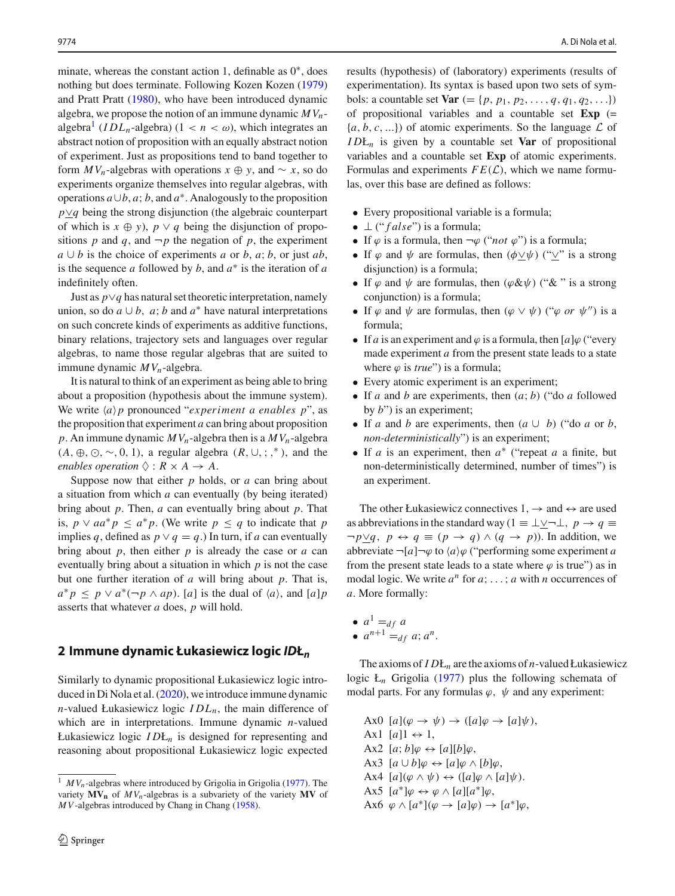minate, whereas the constant action 1, definable as $0^*$, does nothing but does terminate. Following Kozen Kozen (1979) and Pratt Pratt (1980), who have been introduced dynamic algebra, we propose the notion of an immune dynamic $MV_n$-algebra[1] ($IDL_n$-algebra) ($1 < n < \omega$), which integrates an abstract notion of proposition with an equally abstract notion of experiment. Just as propositions tend to band together to form $MV_n$-algebras with operations $x \oplus y$, and $\sim x$, so do experiments organize themselves into regular algebras, with operations $a \cup b$, $a; b$, and $a^*$. Analogously to the proposition $p \underline{\vee} q$ being the strong disjunction (the algebraic counterpart of which is $x \oplus y$), $p \vee q$ being the disjunction of propositions $p$ and $q$, and $\neg p$ the negation of $p$, the experiment $a \cup b$ is the choice of experiments $a$ or $b$, $a; b$, or just $ab$, is the sequence $a$ followed by $b$, and $a^*$ is the iteration of $a$ indefinitely often.

Just as $p \vee q$ has natural set theoretic interpretation, namely union, so do $a \cup b$, $a; b$ and $a^*$ have natural interpretations on such concrete kinds of experiments as additive functions, binary relations, trajectory sets and languages over regular algebras, to name those regular algebras that are suited to immune dynamic $MV_n$-algebra.

It is natural to think of an experiment as being able to bring about a proposition (hypothesis about the immune system). We write $\langle a \rangle p$ pronounced "*experiment a enables p*", as the proposition that experiment $a$ can bring about proposition $p$. An immune dynamic $MV_n$-algebra then is a $MV_n$-algebra $(A, \oplus, \odot, \sim, 0, 1)$, a regular algebra $(R, \cup, ;, ^*)$, and the *enables operation* $\Diamond : R \times A \to A$.

Suppose now that either $p$ holds, or $a$ can bring about a situation from which $a$ can eventually (by being iterated) bring about $p$. Then, $a$ can eventually bring about $p$. That is, $p \vee aa^*p \leq a^*p$. (We write $p \leq q$ to indicate that $p$ implies $q$, defined as $p \vee q = q$.) In turn, if $a$ can eventually bring about $p$, then either $p$ is already the case or $a$ can eventually bring about a situation in which $p$ is not the case but one further iteration of $a$ will bring about $p$. That is, $a^*p \leq p \vee a^*(\neg p \wedge ap)$. $[a]$ is the dual of $\langle a \rangle$, and $[a]p$ asserts that whatever $a$ does, $p$ will hold.

## 2 Immune dynamic Łukasiewicz logic *IDŁ<sub>n</sub>*

Similarly to dynamic propositional Łukasiewicz logic introduced in Di Nola et al. (2020), we introduce immune dynamic $n$-valued Łukasiewicz logic $IDL_n$, the main difference of which are in interpretations. Immune dynamic $n$-valued Łukasiewicz logic $ID\text{Ł}_n$ is designed for representing and reasoning about propositional Łukasiewicz logic expected results (hypothesis) of (laboratory) experiments (results of experimentation). Its syntax is based upon two sets of symbols: a countable set **Var** ($= \{p, p_1, p_2, \ldots, q, q_1, q_2, \ldots\}$) of propositional variables and a countable set **Exp** ($= \{a, b, c, \ldots\}$) of atomic experiments. So the language $\mathcal{L}$ of $ID\text{Ł}_n$ is given by a countable set **Var** of propositional variables and a countable set **Exp** of atomic experiments. Formulas and experiments $FE(\mathcal{L})$, which we name formulas, over this base are defined as follows:

- Every propositional variable is a formula;
- $\perp$ ("*false*") is a formula;
- If $\varphi$ is a formula, then $\neg\varphi$ ("*not* $\varphi$") is a formula;
- If $\varphi$ and $\psi$ are formulas, then $(\phi \underline{\vee} \psi)$ ("$\underline{\vee}$" is a strong disjunction) is a formula;
- If $\varphi$ and $\psi$ are formulas, then $(\varphi \& \psi)$ ("&" is a strong conjunction) is a formula;
- If $\varphi$ and $\psi$ are formulas, then $(\varphi \vee \psi)$ ("$\varphi$ *or* $\psi$") is a formula;
- If $a$ is an experiment and $\varphi$ is a formula, then $[a]\varphi$ ("every made experiment $a$ from the present state leads to a state where $\varphi$ is *true*") is a formula;
- Every atomic experiment is an experiment;
- If $a$ and $b$ are experiments, then $(a; b)$ ("do $a$ followed by $b$") is an experiment;
- If $a$ and $b$ are experiments, then $(a \cup b)$ ("do $a$ or $b$, *non-deterministically*") is an experiment;
- If $a$ is an experiment, then $a^*$ ("repeat $a$ a finite, but non-deterministically determined, number of times") is an experiment.

The other Łukasiewicz connectives $1$, $\to$ and $\leftrightarrow$ are used as abbreviations in the standard way ($1 \equiv \perp \underline{\vee} \neg \perp$, $p \to q \equiv \neg p \underline{\vee} q$, $p \leftrightarrow q \equiv (p \to q) \wedge (q \to p)$). In addition, we abbreviate $\neg[a]\neg\varphi$ to $\langle a \rangle \varphi$ ("performing some experiment $a$ from the present state leads to a state where $\varphi$ is true") as in modal logic. We write $a^n$ for $a; \ldots; a$ with $n$ occurrences of $a$. More formally:

- $a^1 =_{df} a$
- $a^{n+1} =_{df} a; a^n$.

The axioms of $ID\text{Ł}_n$ are the axioms of $n$-valued Łukasiewicz logic $\text{Ł}_n$ Grigolia (1977) plus the following schemata of modal parts. For any formulas $\varphi$, $\psi$ and any experiment:

Ax0 $[a](\varphi \to \psi) \to ([a]\varphi \to [a]\psi)$,
Ax1 $[a]1 \leftrightarrow 1$,
Ax2 $[a; b]\varphi \leftrightarrow [a][b]\varphi$,
Ax3 $[a \cup b]\varphi \leftrightarrow [a]\varphi \wedge [b]\varphi$,
Ax4 $[a](\varphi \wedge \psi) \leftrightarrow ([a]\varphi \wedge [a]\psi)$.
Ax5 $[a^*]\varphi \leftrightarrow \varphi \wedge [a][a^*]\varphi$,
Ax6 $\varphi \wedge [a^*](\varphi \to [a]\varphi) \to [a^*]\varphi$,

[1] $MV_n$-algebras where introduced by Grigolia in Grigolia (1977). The variety $\mathbf{MV_n}$ of $MV_n$-algebras is a subvariety of the variety **MV** of $MV$-algebras introduced by Chang in Chang (1958).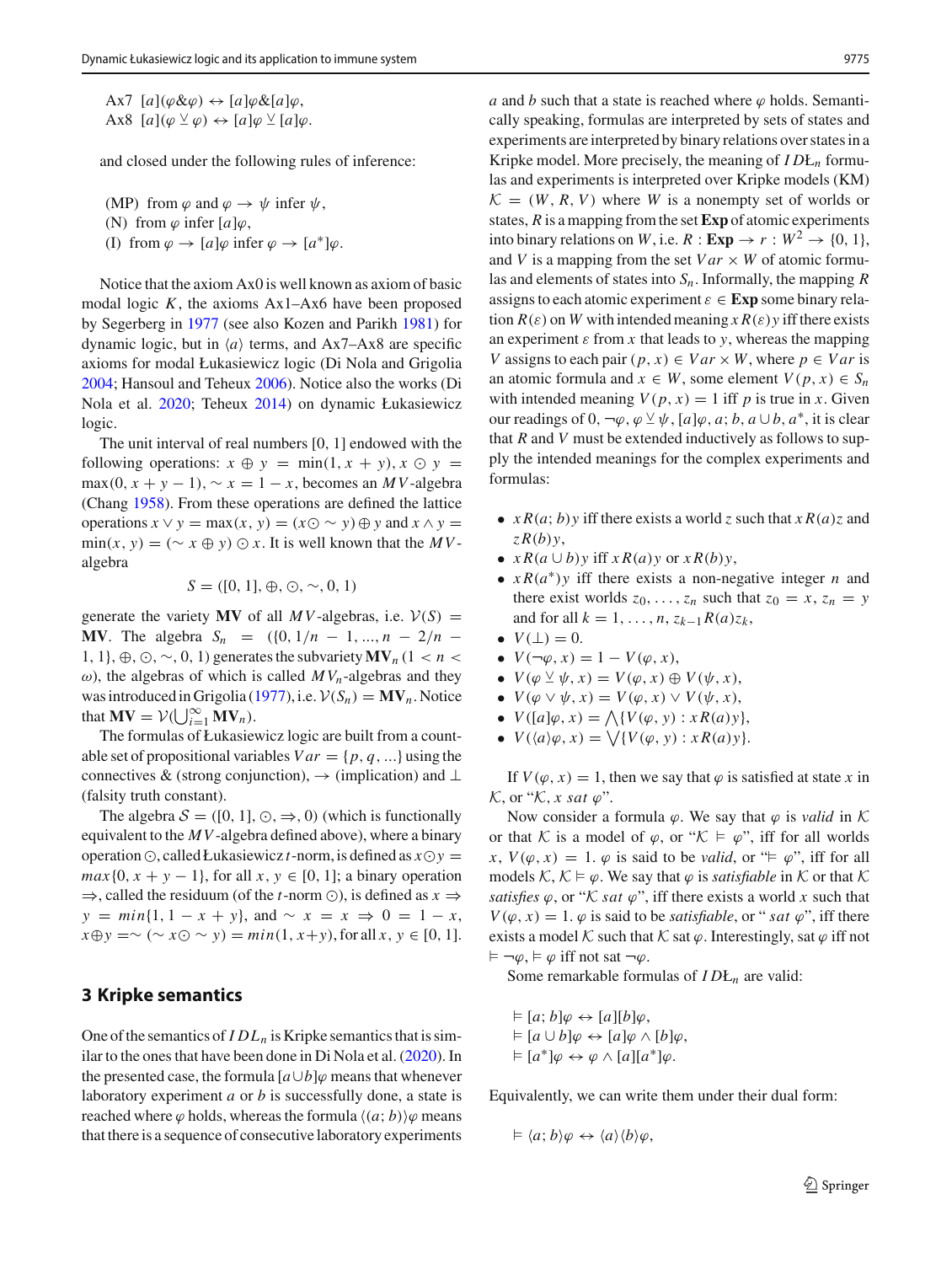Ax7 $[a](\varphi \& \varphi) \leftrightarrow [a]\varphi \& [a]\varphi$,
Ax8 $[a](\varphi \veebar \varphi) \leftrightarrow [a]\varphi \veebar [a]\varphi$.

and closed under the following rules of inference:

(MP) from $\varphi$ and $\varphi \to \psi$ infer $\psi$,
(N) from $\varphi$ infer $[a]\varphi$,
(I) from $\varphi \to [a]\varphi$ infer $\varphi \to [a^*]\varphi$.

Notice that the axiom Ax0 is well known as axiom of basic modal logic $K$, the axioms Ax1–Ax6 have been proposed by Segerberg in 1977 (see also Kozen and Parikh 1981) for dynamic logic, but in $\langle a \rangle$ terms, and Ax7–Ax8 are specific axioms for modal Łukasiewicz logic (Di Nola and Grigolia 2004; Hansoul and Teheux 2006). Notice also the works (Di Nola et al. 2020; Teheux 2014) on dynamic Łukasiewicz logic.

The unit interval of real numbers $[0, 1]$ endowed with the following operations: $x \oplus y = \min(1, x + y)$, $x \odot y = \max(0, x + y - 1)$, $\sim x = 1 - x$, becomes an $MV$-algebra (Chang 1958). From these operations are defined the lattice operations $x \vee y = \max(x, y) = (x \odot \sim y) \oplus y$ and $x \wedge y = \min(x, y) = (\sim x \oplus y) \odot x$. It is well known that the $MV$-algebra

$$S = ([0, 1], \oplus, \odot, \sim, 0, 1)$$

generate the variety **MV** of all $MV$-algebras, i.e. $\mathcal{V}(S) = \mathbf{MV}$. The algebra $S_n = (\{0, 1/n - 1, ..., n - 2/n - 1, 1\}, \oplus, \odot, \sim, 0, 1)$ generates the subvariety $\mathbf{MV}_n$ $(1 < n < \omega)$, the algebras of which is called $MV_n$-algebras and they was introduced in Grigolia (1977), i.e. $\mathcal{V}(S_n) = \mathbf{MV}_n$. Notice that $\mathbf{MV} = \mathcal{V}(\bigcup_{i=1}^{\infty} \mathbf{MV}_n)$.

The formulas of Łukasiewicz logic are built from a countable set of propositional variables $Var = \{p, q, ...\}$ using the connectives & (strong conjunction), $\to$ (implication) and $\perp$ (falsity truth constant).

The algebra $\mathcal{S} = ([0, 1], \odot, \Rightarrow, 0)$ (which is functionally equivalent to the $MV$-algebra defined above), where a binary operation $\odot$, called Łukasiewicz $t$-norm, is defined as $x \odot y = max\{0, x + y - 1\}$, for all $x, y \in [0, 1]$; a binary operation $\Rightarrow$, called the residuum (of the $t$-norm $\odot$), is defined as $x \Rightarrow y = min\{1, 1 - x + y\}$, and $\sim x = x \Rightarrow 0 = 1 - x$, $x \oplus y = \sim(\sim x \odot \sim y) = min(1, x + y)$, for all $x, y \in [0, 1]$.

## 3 Kripke semantics

One of the semantics of $IDL_n$ is Kripke semantics that is similar to the ones that have been done in Di Nola et al. (2020). In the presented case, the formula $[a \cup b]\varphi$ means that whenever laboratory experiment $a$ or $b$ is successfully done, a state is reached where $\varphi$ holds, whereas the formula $\langle(a; b)\rangle\varphi$ means that there is a sequence of consecutive laboratory experiments $a$ and $b$ such that a state is reached where $\varphi$ holds. Semantically speaking, formulas are interpreted by sets of states and experiments are interpreted by binary relations over states in a Kripke model. More precisely, the meaning of $ID$Ł$_n$ formulas and experiments is interpreted over Kripke models (KM) $\mathcal{K} = (W, R, V)$ where $W$ is a nonempty set of worlds or states, $R$ is a mapping from the set **Exp** of atomic experiments into binary relations on $W$, i.e. $R : \mathbf{Exp} \to r : W^2 \to \{0, 1\}$, and $V$ is a mapping from the set $Var \times W$ of atomic formulas and elements of states into $S_n$. Informally, the mapping $R$ assigns to each atomic experiment $\varepsilon \in \mathbf{Exp}$ some binary relation $R(\varepsilon)$ on $W$ with intended meaning $xR(\varepsilon)y$ iff there exists an experiment $\varepsilon$ from $x$ that leads to $y$, whereas the mapping $V$ assigns to each pair $(p, x) \in Var \times W$, where $p \in Var$ is an atomic formula and $x \in W$, some element $V(p, x) \in S_n$ with intended meaning $V(p, x) = 1$ iff $p$ is true in $x$. Given our readings of $0, \neg\varphi, \varphi \veebar \psi, [a]\varphi, a; b, a \cup b, a^*$, it is clear that $R$ and $V$ must be extended inductively as follows to supply the intended meanings for the complex experiments and formulas:

- $xR(a; b)y$ iff there exists a world $z$ such that $xR(a)z$ and $zR(b)y$,
- $xR(a \cup b)y$ iff $xR(a)y$ or $xR(b)y$,
- $xR(a^*)y$ iff there exists a non-negative integer $n$ and there exist worlds $z_0, \ldots, z_n$ such that $z_0 = x$, $z_n = y$ and for all $k = 1, \ldots, n$, $z_{k-1}R(a)z_k$,
- $V(\perp) = 0$.
- $V(\neg\varphi, x) = 1 - V(\varphi, x)$,
- $V(\varphi \veebar \psi, x) = V(\varphi, x) \oplus V(\psi, x)$,
- $V(\varphi \vee \psi, x) = V(\varphi, x) \vee V(\psi, x)$,
- $V([a]\varphi, x) = \bigwedge\{V(\varphi, y) : xR(a)y\}$,
- $V(\langle a\rangle\varphi, x) = \bigvee\{V(\varphi, y) : xR(a)y\}$.

If $V(\varphi, x) = 1$, then we say that $\varphi$ is satisfied at state $x$ in $\mathcal{K}$, or "$\mathcal{K}, x$ *sat* $\varphi$".

Now consider a formula $\varphi$. We say that $\varphi$ is *valid* in $\mathcal{K}$ or that $\mathcal{K}$ is a model of $\varphi$, or "$\mathcal{K} \vDash \varphi$", iff for all worlds $x$, $V(\varphi, x) = 1$. $\varphi$ is said to be *valid*, or "$\vDash \varphi$", iff for all models $\mathcal{K}$, $\mathcal{K} \vDash \varphi$. We say that $\varphi$ is *satisfiable* in $\mathcal{K}$ or that $\mathcal{K}$ *satisfies* $\varphi$, or "$\mathcal{K}$ *sat* $\varphi$", iff there exists a world $x$ such that $V(\varphi, x) = 1$. $\varphi$ is said to be *satisfiable*, or " *sat* $\varphi$", iff there exists a model $\mathcal{K}$ such that $\mathcal{K}$ sat $\varphi$. Interestingly, sat $\varphi$ iff not $\vDash \neg\varphi$, $\vDash \varphi$ iff not sat $\neg\varphi$.

Some remarkable formulas of $ID$Ł$_n$ are valid:

$$\vDash [a; b]\varphi \leftrightarrow [a][b]\varphi,$$
$$\vDash [a \cup b]\varphi \leftrightarrow [a]\varphi \wedge [b]\varphi,$$
$$\vDash [a^*]\varphi \leftrightarrow \varphi \wedge [a][a^*]\varphi.$$

Equivalently, we can write them under their dual form:

$$\vDash \langle a; b\rangle\varphi \leftrightarrow \langle a\rangle\langle b\rangle\varphi,$$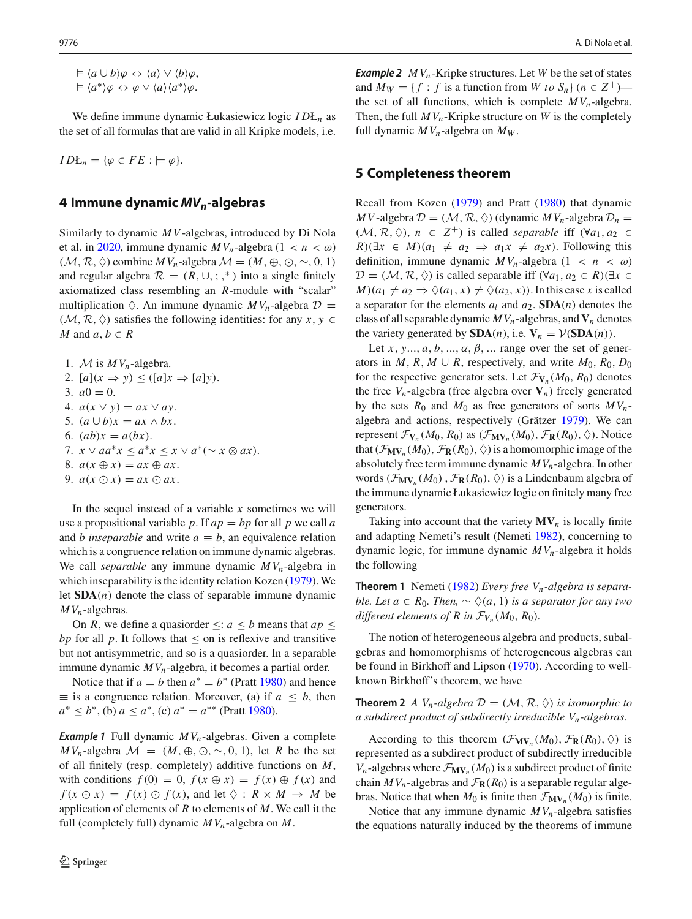$\vDash \langle a \cup b\rangle\varphi \leftrightarrow \langle a\rangle \vee \langle b\rangle\varphi$,
$\vDash \langle a^*\rangle\varphi \leftrightarrow \varphi \vee \langle a\rangle\langle a^*\rangle\varphi$.

We define immune dynamic Łukasiewicz logic $ID Ł_n$ as the set of all formulas that are valid in all Kripke models, i.e.

$$IDŁ_n = \{\varphi \in FE : \vDash \varphi\}.$$

## 4 Immune dynamic $MV_n$-algebras

Similarly to dynamic $MV$-algebras, introduced by Di Nola et al. in 2020, immune dynamic $MV_n$-algebra ($1 < n < \omega$) $(\mathcal{M}, \mathcal{R}, \lozenge)$ combine $MV_n$-algebra $\mathcal{M} = (M, \oplus, \odot, \sim, 0, 1)$ and regular algebra $\mathcal{R} = (R, \cup, ;, ^*)$ into a single finitely axiomatized class resembling an $R$-module with "scalar" multiplication $\lozenge$. An immune dynamic $MV_n$-algebra $\mathcal{D} = (\mathcal{M}, \mathcal{R}, \lozenge)$ satisfies the following identities: for any $x, y \in M$ and $a, b \in R$

1. $\mathcal{M}$ is $MV_n$-algebra.
2. $[a](x \Rightarrow y) \leq ([a]x \Rightarrow [a]y)$.
3. $a0 = 0$.
4. $a(x \vee y) = ax \vee ay$.
5. $(a \cup b)x = ax \wedge bx$.
6. $(ab)x = a(bx)$.
7. $x \vee aa^*x \leq a^*x \leq x \vee a^*(\sim x \otimes ax)$.
8. $a(x \oplus x) = ax \oplus ax$.
9. $a(x \odot x) = ax \odot ax$.

In the sequel instead of a variable $x$ sometimes we will use a propositional variable $p$. If $ap = bp$ for all $p$ we call $a$ and $b$ *inseparable* and write $a \equiv b$, an equivalence relation which is a congruence relation on immune dynamic algebras. We call *separable* any immune dynamic $MV_n$-algebra in which inseparability is the identity relation Kozen (1979). We let $\mathbf{SDA}(n)$ denote the class of separable immune dynamic $MV_n$-algebras.

On $R$, we define a quasiorder $\leq$: $a \leq b$ means that $ap \leq bp$ for all $p$. It follows that $\leq$ on is reflexive and transitive but not antisymmetric, and so is a quasiorder. In a separable immune dynamic $MV_n$-algebra, it becomes a partial order.

Notice that if $a \equiv b$ then $a^* \equiv b^*$ (Pratt 1980) and hence $\equiv$ is a congruence relation. Moreover, (a) if $a \leq b$, then $a^* \leq b^*$, (b) $a \leq a^*$, (c) $a^* = a^{**}$ (Pratt 1980).

***Example 1*** Full dynamic $MV_n$-algebras. Given a complete $MV_n$-algebra $\mathcal{M} = (M, \oplus, \odot, \sim, 0, 1)$, let $R$ be the set of all finitely (resp. completely) additive functions on $M$, with conditions $f(0) = 0$, $f(x \oplus x) = f(x) \oplus f(x)$ and $f(x \odot x) = f(x) \odot f(x)$, and let $\lozenge : R \times M \to M$ be application of elements of $R$ to elements of $M$. We call it the full (completely full) dynamic $MV_n$-algebra on $M$.

***Example 2*** $MV_n$-Kripke structures. Let $W$ be the set of states and $M_W = \{f : f$ is a function from $W$ *to* $S_n\}$ ($n \in Z^+$)—the set of all functions, which is complete $MV_n$-algebra. Then, the full $MV_n$-Kripke structure on $W$ is the completely full dynamic $MV_n$-algebra on $M_W$.

## 5 Completeness theorem

Recall from Kozen (1979) and Pratt (1980) that dynamic $MV$-algebra $\mathcal{D} = (\mathcal{M}, \mathcal{R}, \lozenge)$ (dynamic $MV_n$-algebra $\mathcal{D}_n = (\mathcal{M}, \mathcal{R}, \lozenge)$, $n \in Z^+$) is called *separable* iff $(\forall a_1, a_2 \in R)(\exists x \in M)(a_1 \neq a_2 \Rightarrow a_1 x \neq a_2 x)$. Following this definition, immune dynamic $MV_n$-algebra ($1 < n < \omega$) $\mathcal{D} = (\mathcal{M}, \mathcal{R}, \lozenge)$ is called separable iff $(\forall a_1, a_2 \in R)(\exists x \in M)(a_1 \neq a_2 \Rightarrow \lozenge(a_1, x) \neq \lozenge(a_2, x))$. In this case $x$ is called a separator for the elements $a_l$ and $a_2$. $\mathbf{SDA}(n)$ denotes the class of all separable dynamic $MV_n$-algebras, and $\mathbf{V}_n$ denotes the variety generated by $\mathbf{SDA}(n)$, i.e. $\mathbf{V}_n = \mathcal{V}(\mathbf{SDA}(n))$.

Let $x, y..., a, b, ..., \alpha, \beta, ...$ range over the set of generators in $M$, $R$, $M \cup R$, respectively, and write $M_0$, $R_0$, $D_0$ for the respective generator sets. Let $\mathcal{F}_{\mathbf{V}_n}(M_0, R_0)$ denotes the free $V_n$-algebra (free algebra over $\mathbf{V}_n$) freely generated by the sets $R_0$ and $M_0$ as free generators of sorts $MV_n$-algebra and actions, respectively (Grätzer 1979). We can represent $\mathcal{F}_{\mathbf{V}_n}(M_0, R_0)$ as $(\mathcal{F}_{\mathbf{MV}_n}(M_0), \mathcal{F}_{\mathbf{R}}(R_0), \lozenge)$. Notice that $(\mathcal{F}_{\mathbf{MV}_n}(M_0), \mathcal{F}_{\mathbf{R}}(R_0), \lozenge)$ is a homomorphic image of the absolutely free term immune dynamic $MV_n$-algebra. In other words $(\mathcal{F}_{\mathbf{MV}_n}(M_0), \mathcal{F}_{\mathbf{R}}(R_0), \lozenge)$ is a Lindenbaum algebra of the immune dynamic Łukasiewicz logic on finitely many free generators.

Taking into account that the variety $\mathbf{MV}_n$ is locally finite and adapting Nemeti's result (Nemeti 1982), concerning to dynamic logic, for immune dynamic $MV_n$-algebra it holds the following

**Theorem 1** Nemeti (1982) *Every free $V_n$-algebra is separable. Let $a \in R_0$. Then, $\sim \lozenge(a, 1)$ is a separator for any two different elements of $R$ in $\mathcal{F}_{V_n}(M_0, R_0)$.*

The notion of heterogeneous algebra and products, subalgebras and homomorphisms of heterogeneous algebras can be found in Birkhoff and Lipson (1970). According to well-known Birkhoff's theorem, we have

**Theorem 2** *A $V_n$-algebra $\mathcal{D} = (\mathcal{M}, \mathcal{R}, \lozenge)$ is isomorphic to a subdirect product of subdirectly irreducible $V_n$-algebras.*

According to this theorem $(\mathcal{F}_{\mathbf{MV}_n}(M_0), \mathcal{F}_{\mathbf{R}}(R_0), \lozenge)$ is represented as a subdirect product of subdirectly irreducible $V_n$-algebras where $\mathcal{F}_{\mathbf{MV}_n}(M_0)$ is a subdirect product of finite chain $MV_n$-algebras and $\mathcal{F}_{\mathbf{R}}(R_0)$ is a separable regular algebras. Notice that when $M_0$ is finite then $\mathcal{F}_{\mathbf{MV}_n}(M_0)$ is finite.

Notice that any immune dynamic $MV_n$-algebra satisfies the equations naturally induced by the theorems of immune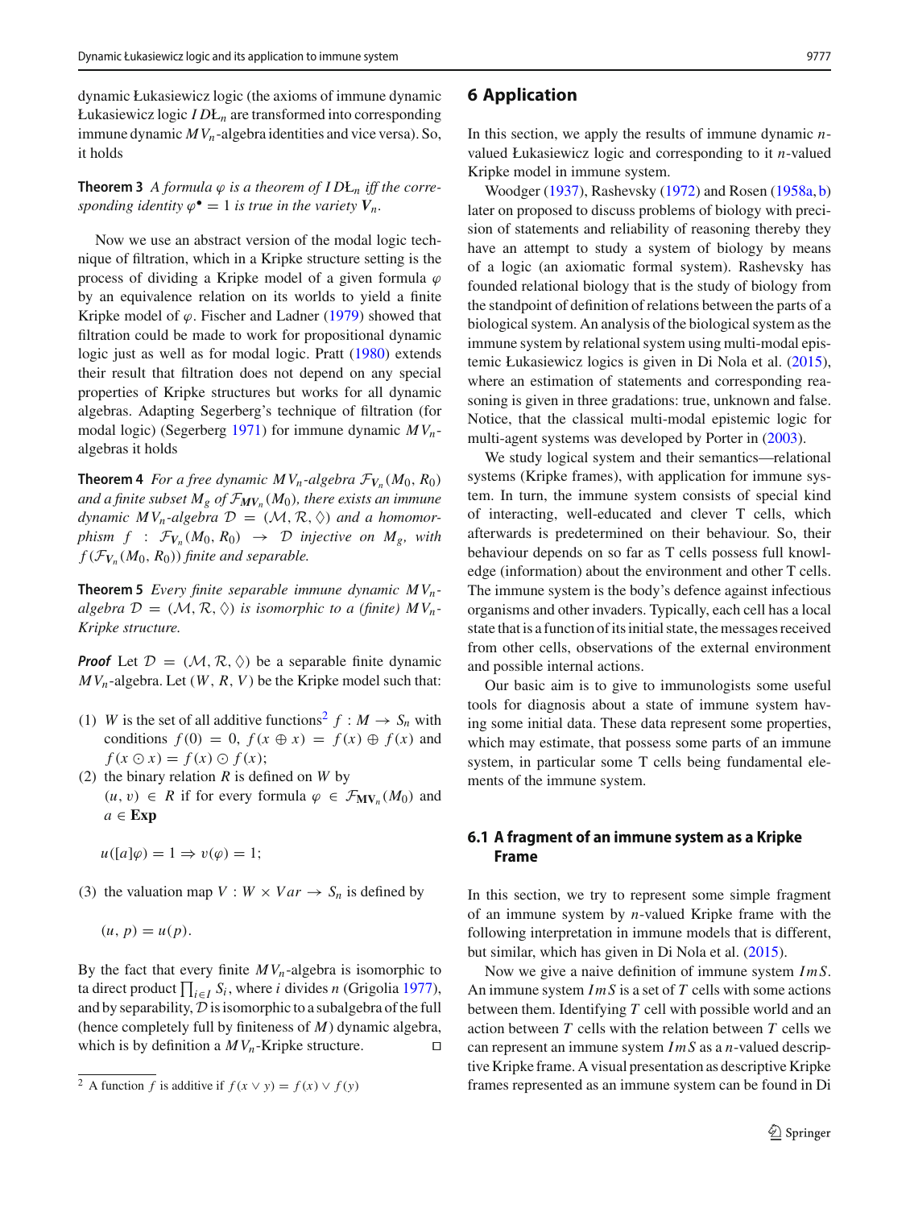dynamic Łukasiewicz logic (the axioms of immune dynamic Łukasiewicz logic $ID{Ł}_n$ are transformed into corresponding immune dynamic $MV_n$-algebra identities and vice versa). So, it holds

**Theorem 3** *A formula $\varphi$ is a theorem of $ID{Ł}_n$ iff the corresponding identity $\varphi^\bullet = 1$ is true in the variety $\mathbf{V}_n$.*

Now we use an abstract version of the modal logic technique of filtration, which in a Kripke structure setting is the process of dividing a Kripke model of a given formula $\varphi$ by an equivalence relation on its worlds to yield a finite Kripke model of $\varphi$. Fischer and Ladner (1979) showed that filtration could be made to work for propositional dynamic logic just as well as for modal logic. Pratt (1980) extends their result that filtration does not depend on any special properties of Kripke structures but works for all dynamic algebras. Adapting Segerberg's technique of filtration (for modal logic) (Segerberg 1971) for immune dynamic $MV_n$-algebras it holds

**Theorem 4** *For a free dynamic $MV_n$-algebra $\mathcal{F}_{\mathbf{V}_n}(M_0, R_0)$ and a finite subset $M_g$ of $\mathcal{F}_{\mathbf{MV}_n}(M_0)$, there exists an immune dynamic $MV_n$-algebra $\mathcal{D} = (\mathcal{M}, \mathcal{R}, \Diamond)$ and a homomorphism $f : \mathcal{F}_{\mathbf{V}_n}(M_0, R_0) \to \mathcal{D}$ injective on $M_g$, with $f(\mathcal{F}_{\mathbf{V}_n}(M_0, R_0))$ finite and separable.*

**Theorem 5** *Every finite separable immune dynamic $MV_n$-algebra $\mathcal{D} = (\mathcal{M}, \mathcal{R}, \Diamond)$ is isomorphic to a (finite) $MV_n$-Kripke structure.*

***Proof*** Let $\mathcal{D} = (\mathcal{M}, \mathcal{R}, \Diamond)$ be a separable finite dynamic $MV_n$-algebra. Let $(W, R, V)$ be the Kripke model such that:

(1) $W$ is the set of all additive functions[2] $f : M \to S_n$ with conditions $f(0) = 0$, $f(x \oplus x) = f(x) \oplus f(x)$ and $f(x \odot x) = f(x) \odot f(x)$;
(2) the binary relation $R$ is defined on $W$ by $(u, v) \in R$ if for every formula $\varphi \in \mathcal{F}_{\mathbf{MV}_n}(M_0)$ and $a \in \mathbf{Exp}$

$$u([a]\varphi) = 1 \Rightarrow v(\varphi) = 1;$$

(3) the valuation map $V : W \times Var \to S_n$ is defined by

$$(u, p) = u(p).$$

By the fact that every finite $MV_n$-algebra is isomorphic to ta direct product $\prod_{i \in I} S_i$, where $i$ divides $n$ (Grigolia 1977), and by separability, $\mathcal{D}$ is isomorphic to a subalgebra of the full (hence completely full by finiteness of $M$) dynamic algebra, which is by definition a $MV_n$-Kripke structure. $\square$

[2] A function $f$ is additive if $f(x \vee y) = f(x) \vee f(y)$

# 6 Application

In this section, we apply the results of immune dynamic $n$-valued Łukasiewicz logic and corresponding to it $n$-valued Kripke model in immune system.

Woodger (1937), Rashevsky (1972) and Rosen (1958a, b) later on proposed to discuss problems of biology with precision of statements and reliability of reasoning thereby they have an attempt to study a system of biology by means of a logic (an axiomatic formal system). Rashevsky has founded relational biology that is the study of biology from the standpoint of definition of relations between the parts of a biological system. An analysis of the biological system as the immune system by relational system using multi-modal epistemic Łukasiewicz logics is given in Di Nola et al. (2015), where an estimation of statements and corresponding reasoning is given in three gradations: true, unknown and false. Notice, that the classical multi-modal epistemic logic for multi-agent systems was developed by Porter in (2003).

We study logical system and their semantics—relational systems (Kripke frames), with application for immune system. In turn, the immune system consists of special kind of interacting, well-educated and clever T cells, which afterwards is predetermined on their behaviour. So, their behaviour depends on so far as T cells possess full knowledge (information) about the environment and other T cells. The immune system is the body's defence against infectious organisms and other invaders. Typically, each cell has a local state that is a function of its initial state, the messages received from other cells, observations of the external environment and possible internal actions.

Our basic aim is to give to immunologists some useful tools for diagnosis about a state of immune system having some initial data. These data represent some properties, which may estimate, that possess some parts of an immune system, in particular some T cells being fundamental elements of the immune system.

## 6.1 A fragment of an immune system as a Kripke Frame

In this section, we try to represent some simple fragment of an immune system by $n$-valued Kripke frame with the following interpretation in immune models that is different, but similar, which has given in Di Nola et al. (2015).

Now we give a naive definition of immune system $ImS$. An immune system $ImS$ is a set of $T$ cells with some actions between them. Identifying $T$ cell with possible world and an action between $T$ cells with the relation between $T$ cells we can represent an immune system $ImS$ as a $n$-valued descriptive Kripke frame. A visual presentation as descriptive Kripke frames represented as an immune system can be found in Di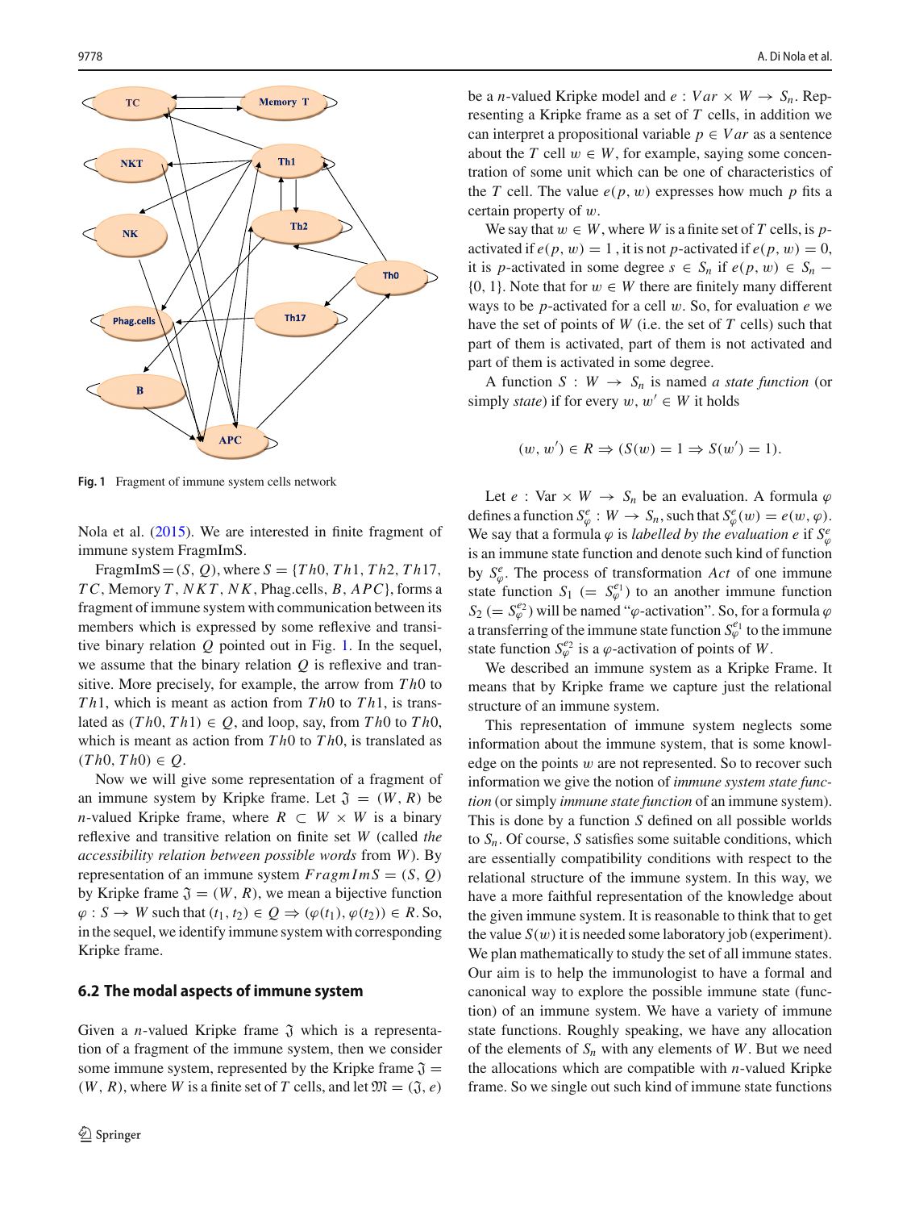Fig. 1 Fragment of immune system cells network

Nola et al. (2015). We are interested in finite fragment of immune system FragmImS.

FragmImS $= (S, Q)$, where $S = \{Th0, Th1, Th2, Th17, TC, \text{Memory } T, NKT, NK, \text{Phag.cells}, B, APC\}$, forms a fragment of immune system with communication between its members which is expressed by some reflexive and transitive binary relation $Q$ pointed out in Fig. 1. In the sequel, we assume that the binary relation $Q$ is reflexive and transitive. More precisely, for example, the arrow from $Th0$ to $Th1$, which is meant as action from $Th0$ to $Th1$, is translated as $(Th0, Th1) \in Q$, and loop, say, from $Th0$ to $Th0$, which is meant as action from $Th0$ to $Th0$, is translated as $(Th0, Th0) \in Q$.

Now we will give some representation of a fragment of an immune system by Kripke frame. Let $\mathfrak{I} = (W, R)$ be $n$-valued Kripke frame, where $R \subset W \times W$ is a binary reflexive and transitive relation on finite set $W$ (called *the accessibility relation between possible words* from $W$). By representation of an immune system $FragmImS = (S, Q)$ by Kripke frame $\mathfrak{I} = (W, R)$, we mean a bijective function $\varphi : S \rightarrow W$ such that $(t_1, t_2) \in Q \Rightarrow (\varphi(t_1), \varphi(t_2)) \in R$. So, in the sequel, we identify immune system with corresponding Kripke frame.

### 6.2 The modal aspects of immune system

Given a $n$-valued Kripke frame $\mathfrak{I}$ which is a representation of a fragment of the immune system, then we consider some immune system, represented by the Kripke frame $\mathfrak{I} = (W, R)$, where $W$ is a finite set of $T$ cells, and let $\mathfrak{M} = (\mathfrak{I}, e)$ be a $n$-valued Kripke model and $e : Var \times W \rightarrow S_n$. Representing a Kripke frame as a set of $T$ cells, in addition we can interpret a propositional variable $p \in Var$ as a sentence about the $T$ cell $w \in W$, for example, saying some concentration of some unit which can be one of characteristics of the $T$ cell. The value $e(p, w)$ expresses how much $p$ fits a certain property of $w$.

We say that $w \in W$, where $W$ is a finite set of $T$ cells, is $p$-activated if $e(p, w) = 1$ , it is not $p$-activated if $e(p, w) = 0$, it is $p$-activated in some degree $s \in S_n$ if $e(p, w) \in S_n - \{0, 1\}$. Note that for $w \in W$ there are finitely many different ways to be $p$-activated for a cell $w$. So, for evaluation $e$ we have the set of points of $W$ (i.e. the set of $T$ cells) such that part of them is activated, part of them is not activated and part of them is activated in some degree.

A function $S : W \rightarrow S_n$ is named *a state function* (or simply *state*) if for every $w, w' \in W$ it holds

$$(w, w') \in R \Rightarrow (S(w) = 1 \Rightarrow S(w') = 1).$$

Let $e : \text{Var} \times W \rightarrow S_n$ be an evaluation. A formula $\varphi$ defines a function $S^e_\varphi : W \rightarrow S_n$, such that $S^e_\varphi(w) = e(w, \varphi)$. We say that a formula $\varphi$ is *labelled by the evaluation e* if $S^e_\varphi$ is an immune state function and denote such kind of function by $S^e_\varphi$. The process of transformation $Act$ of one immune state function $S_1$ $(= S^{e_1}_\varphi)$ to an another immune function $S_2$ $(= S^{e_2}_\varphi)$ will be named "$\varphi$-activation". So, for a formula $\varphi$ a transferring of the immune state function $S^{e_1}_\varphi$ to the immune state function $S^{e_2}_\varphi$ is a $\varphi$-activation of points of $W$.

We described an immune system as a Kripke Frame. It means that by Kripke frame we capture just the relational structure of an immune system.

This representation of immune system neglects some information about the immune system, that is some knowledge on the points $w$ are not represented. So to recover such information we give the notion of *immune system state function* (or simply *immune state function* of an immune system). This is done by a function $S$ defined on all possible worlds to $S_n$. Of course, $S$ satisfies some suitable conditions, which are essentially compatibility conditions with respect to the relational structure of the immune system. In this way, we have a more faithful representation of the knowledge about the given immune system. It is reasonable to think that to get the value $S(w)$ it is needed some laboratory job (experiment). We plan mathematically to study the set of all immune states. Our aim is to help the immunologist to have a formal and canonical way to explore the possible immune state (function) of an immune system. We have a variety of immune state functions. Roughly speaking, we have any allocation of the elements of $S_n$ with any elements of $W$. But we need the allocations which are compatible with $n$-valued Kripke frame. So we single out such kind of immune state functions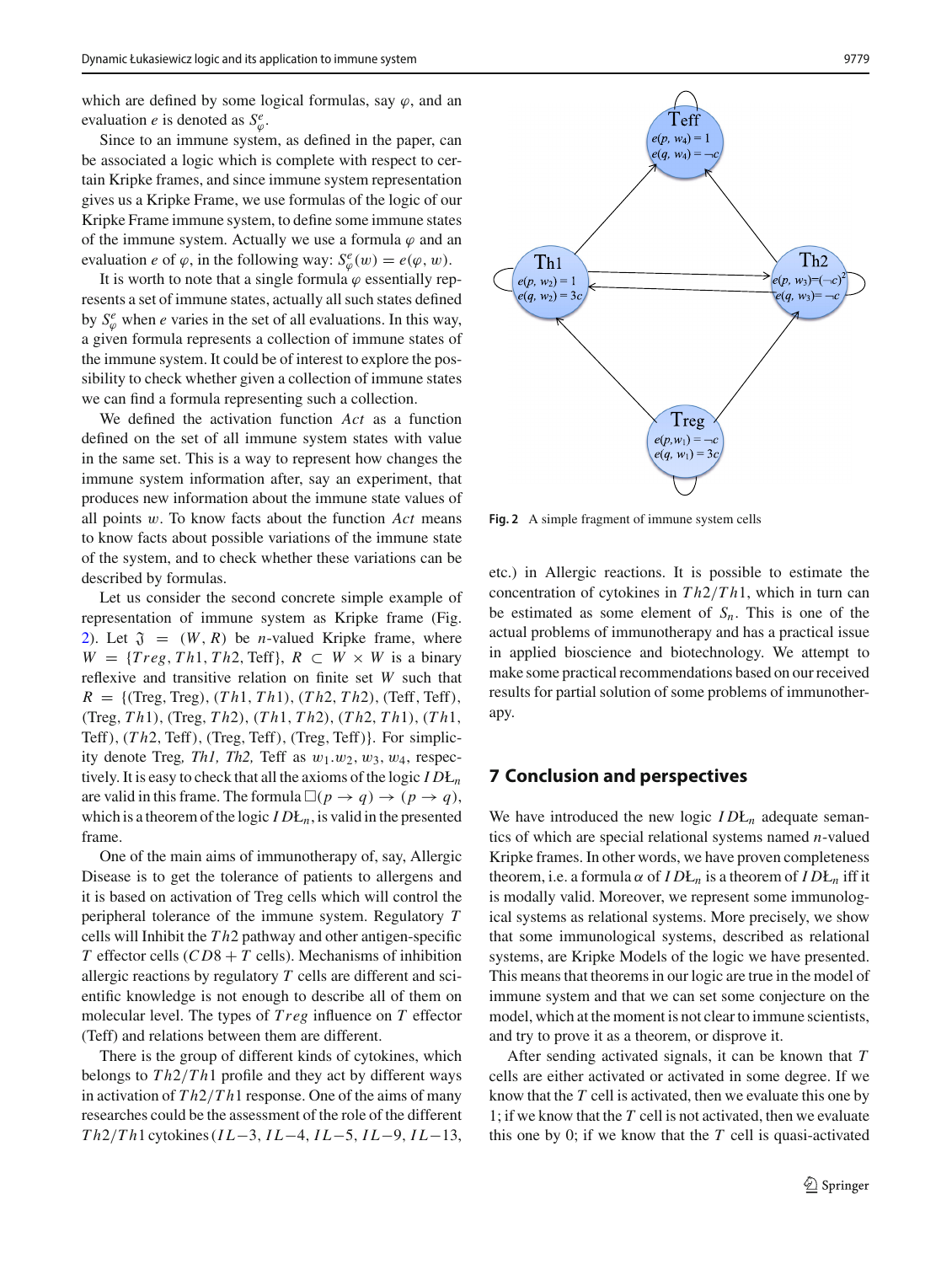which are defined by some logical formulas, say $\varphi$, and an evaluation $e$ is denoted as $S^e_\varphi$.

Since to an immune system, as defined in the paper, can be associated a logic which is complete with respect to certain Kripke frames, and since immune system representation gives us a Kripke Frame, we use formulas of the logic of our Kripke Frame immune system, to define some immune states of the immune system. Actually we use a formula $\varphi$ and an evaluation $e$ of $\varphi$, in the following way: $S^e_\varphi(w) = e(\varphi, w)$.

It is worth to note that a single formula $\varphi$ essentially represents a set of immune states, actually all such states defined by $S^e_\varphi$ when $e$ varies in the set of all evaluations. In this way, a given formula represents a collection of immune states of the immune system. It could be of interest to explore the possibility to check whether given a collection of immune states we can find a formula representing such a collection.

We defined the activation function $Act$ as a function defined on the set of all immune system states with value in the same set. This is a way to represent how changes the immune system information after, say an experiment, that produces new information about the immune state values of all points $w$. To know facts about the function $Act$ means to know facts about possible variations of the immune state of the system, and to check whether these variations can be described by formulas.

Let us consider the second concrete simple example of representation of immune system as Kripke frame (Fig. 2). Let $\mathfrak{J} = (W, R)$ be $n$-valued Kripke frame, where $W = \{Treg, Th1, Th2, \text{Teff}\}$, $R \subset W \times W$ is a binary reflexive and transitive relation on finite set $W$ such that $R = \{(\text{Treg}, \text{Treg}), (Th1, Th1), (Th2, Th2), (\text{Teff}, \text{Teff}), (\text{Treg}, Th1), (\text{Treg}, Th2), (Th1, Th2), (Th2, Th1), (Th1, \text{Teff}), (Th2, \text{Teff}), (\text{Treg}, \text{Teff}), (\text{Treg}, \text{Teff})\}$. For simplicity denote Treg*, Th1, Th2,* Teff as $w_1.w_2, w_3, w_4$, respectively. It is easy to check that all the axioms of the logic $ID\text{Ł}_n$ are valid in this frame. The formula $\square(p \to q) \to (p \to q)$, which is a theorem of the logic $ID\text{Ł}_n$, is valid in the presented frame.

One of the main aims of immunotherapy of, say, Allergic Disease is to get the tolerance of patients to allergens and it is based on activation of Treg cells which will control the peripheral tolerance of the immune system. Regulatory $T$ cells will Inhibit the $Th2$ pathway and other antigen-specific $T$ effector cells ($CD8 + T$ cells). Mechanisms of inhibition allergic reactions by regulatory $T$ cells are different and scientific knowledge is not enough to describe all of them on molecular level. The types of $Treg$ influence on $T$ effector (Teff) and relations between them are different.

There is the group of different kinds of cytokines, which belongs to $Th2/Th1$ profile and they act by different ways in activation of $Th2/Th1$ response. One of the aims of many researches could be the assessment of the role of the different $Th2/Th1$ cytokines ($IL-3$, $IL-4$, $IL-5$, $IL-9$, $IL-13$, etc.) in Allergic reactions. It is possible to estimate the concentration of cytokines in $Th2/Th1$, which in turn can be estimated as some element of $S_n$. This is one of the actual problems of immunotherapy and has a practical issue in applied bioscience and biotechnology. We attempt to make some practical recommendations based on our received results for partial solution of some problems of immunotherapy.

**Fig. 2** A simple fragment of immune system cells

## 7 Conclusion and perspectives

We have introduced the new logic $ID\text{Ł}_n$ adequate semantics of which are special relational systems named $n$-valued Kripke frames. In other words, we have proven completeness theorem, i.e. a formula $\alpha$ of $ID\text{Ł}_n$ is a theorem of $ID\text{Ł}_n$ iff it is modally valid. Moreover, we represent some immunological systems as relational systems. More precisely, we show that some immunological systems, described as relational systems, are Kripke Models of the logic we have presented. This means that theorems in our logic are true in the model of immune system and that we can set some conjecture on the model, which at the moment is not clear to immune scientists, and try to prove it as a theorem, or disprove it.

After sending activated signals, it can be known that $T$ cells are either activated or activated in some degree. If we know that the $T$ cell is activated, then we evaluate this one by 1; if we know that the $T$ cell is not activated, then we evaluate this one by 0; if we know that the $T$ cell is quasi-activated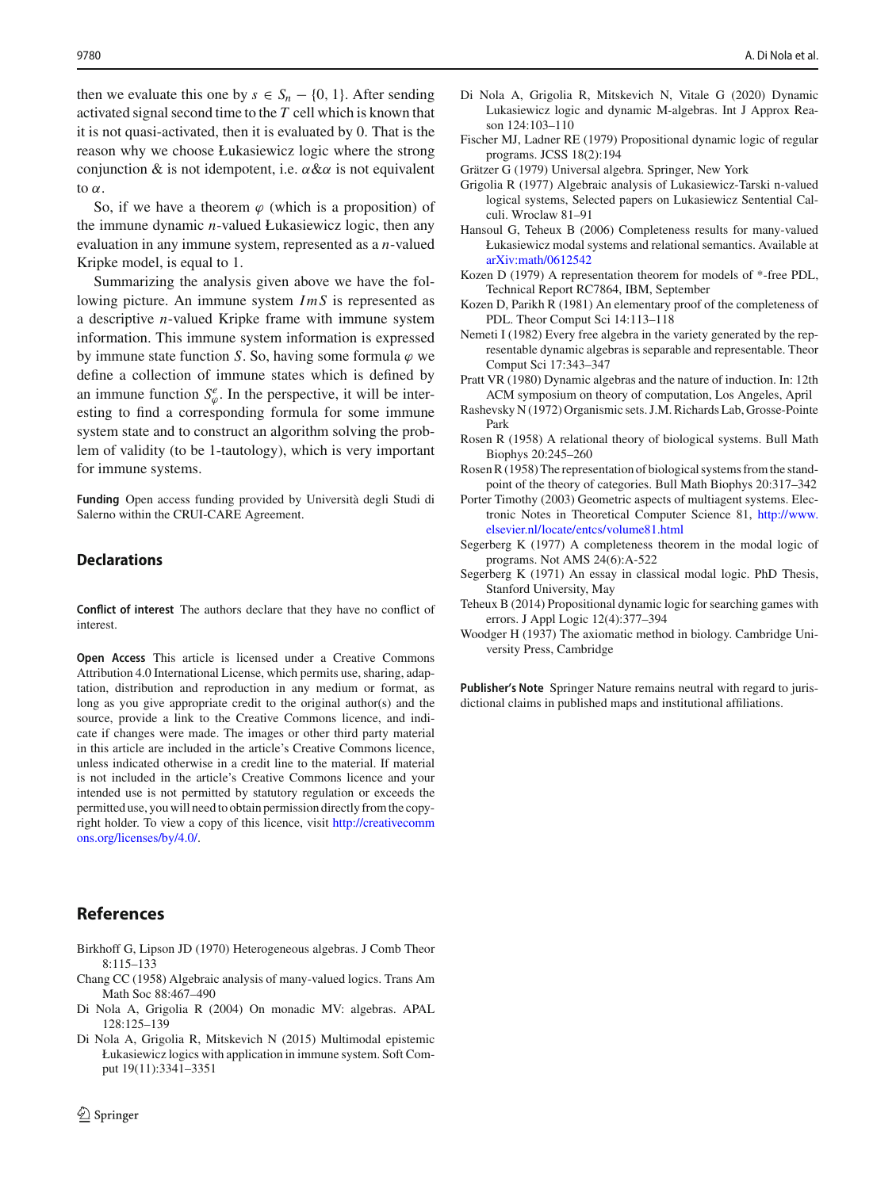then we evaluate this one by $s \in S_n - \{0, 1\}$. After sending activated signal second time to the $T$ cell which is known that it is not quasi-activated, then it is evaluated by 0. That is the reason why we choose Łukasiewicz logic where the strong conjunction & is not idempotent, i.e. $\alpha \& \alpha$ is not equivalent to $\alpha$.

So, if we have a theorem $\varphi$ (which is a proposition) of the immune dynamic $n$-valued Łukasiewicz logic, then any evaluation in any immune system, represented as a $n$-valued Kripke model, is equal to 1.

Summarizing the analysis given above we have the following picture. An immune system $ImS$ is represented as a descriptive $n$-valued Kripke frame with immune system information. This immune system information is expressed by immune state function $S$. So, having some formula $\varphi$ we define a collection of immune states which is defined by an immune function $S^e_\varphi$. In the perspective, it will be interesting to find a corresponding formula for some immune system state and to construct an algorithm solving the problem of validity (to be 1-tautology), which is very important for immune systems.

**Funding** Open access funding provided by Università degli Studi di Salerno within the CRUI-CARE Agreement.

## Declarations

**Conflict of interest** The authors declare that they have no conflict of interest.

**Open Access** This article is licensed under a Creative Commons Attribution 4.0 International License, which permits use, sharing, adaptation, distribution and reproduction in any medium or format, as long as you give appropriate credit to the original author(s) and the source, provide a link to the Creative Commons licence, and indicate if changes were made. The images or other third party material in this article are included in the article's Creative Commons licence, unless indicated otherwise in a credit line to the material. If material is not included in the article's Creative Commons licence and your intended use is not permitted by statutory regulation or exceeds the permitted use, you will need to obtain permission directly from the copyright holder. To view a copy of this licence, visit http://creativecommons.org/licenses/by/4.0/.

## References

Birkhoff G, Lipson JD (1970) Heterogeneous algebras. J Comb Theor 8:115–133

Chang CC (1958) Algebraic analysis of many-valued logics. Trans Am Math Soc 88:467–490

Di Nola A, Grigolia R (2004) On monadic MV: algebras. APAL 128:125–139

Di Nola A, Grigolia R, Mitskevich N (2015) Multimodal epistemic Łukasiewicz logics with application in immune system. Soft Comput 19(11):3341–3351

Di Nola A, Grigolia R, Mitskevich N, Vitale G (2020) Dynamic Lukasiewicz logic and dynamic M-algebras. Int J Approx Reason 124:103–110

Fischer MJ, Ladner RE (1979) Propositional dynamic logic of regular programs. JCSS 18(2):194

Grätzer G (1979) Universal algebra. Springer, New York

Grigolia R (1977) Algebraic analysis of Lukasiewicz-Tarski n-valued logical systems, Selected papers on Lukasiewicz Sentential Calculi. Wroclaw 81–91

Hansoul G, Teheux B (2006) Completeness results for many-valued Łukasiewicz modal systems and relational semantics. Available at arXiv:math/0612542

Kozen D (1979) A representation theorem for models of *-free PDL, Technical Report RC7864, IBM, September

Kozen D, Parikh R (1981) An elementary proof of the completeness of PDL. Theor Comput Sci 14:113–118

Nemeti I (1982) Every free algebra in the variety generated by the representable dynamic algebras is separable and representable. Theor Comput Sci 17:343–347

Pratt VR (1980) Dynamic algebras and the nature of induction. In: 12th ACM symposium on theory of computation, Los Angeles, April

Rashevsky N (1972) Organismic sets. J.M. Richards Lab, Grosse-Pointe Park

Rosen R (1958) A relational theory of biological systems. Bull Math Biophys 20:245–260

Rosen R (1958) The representation of biological systems from the standpoint of the theory of categories. Bull Math Biophys 20:317–342

Porter Timothy (2003) Geometric aspects of multiagent systems. Electronic Notes in Theoretical Computer Science 81, http://www.elsevier.nl/locate/entcs/volume81.html

Segerberg K (1977) A completeness theorem in the modal logic of programs. Not AMS 24(6):A-522

Segerberg K (1971) An essay in classical modal logic. PhD Thesis, Stanford University, May

Teheux B (2014) Propositional dynamic logic for searching games with errors. J Appl Logic 12(4):377–394

Woodger H (1937) The axiomatic method in biology. Cambridge University Press, Cambridge

**Publisher's Note** Springer Nature remains neutral with regard to jurisdictional claims in published maps and institutional affiliations.